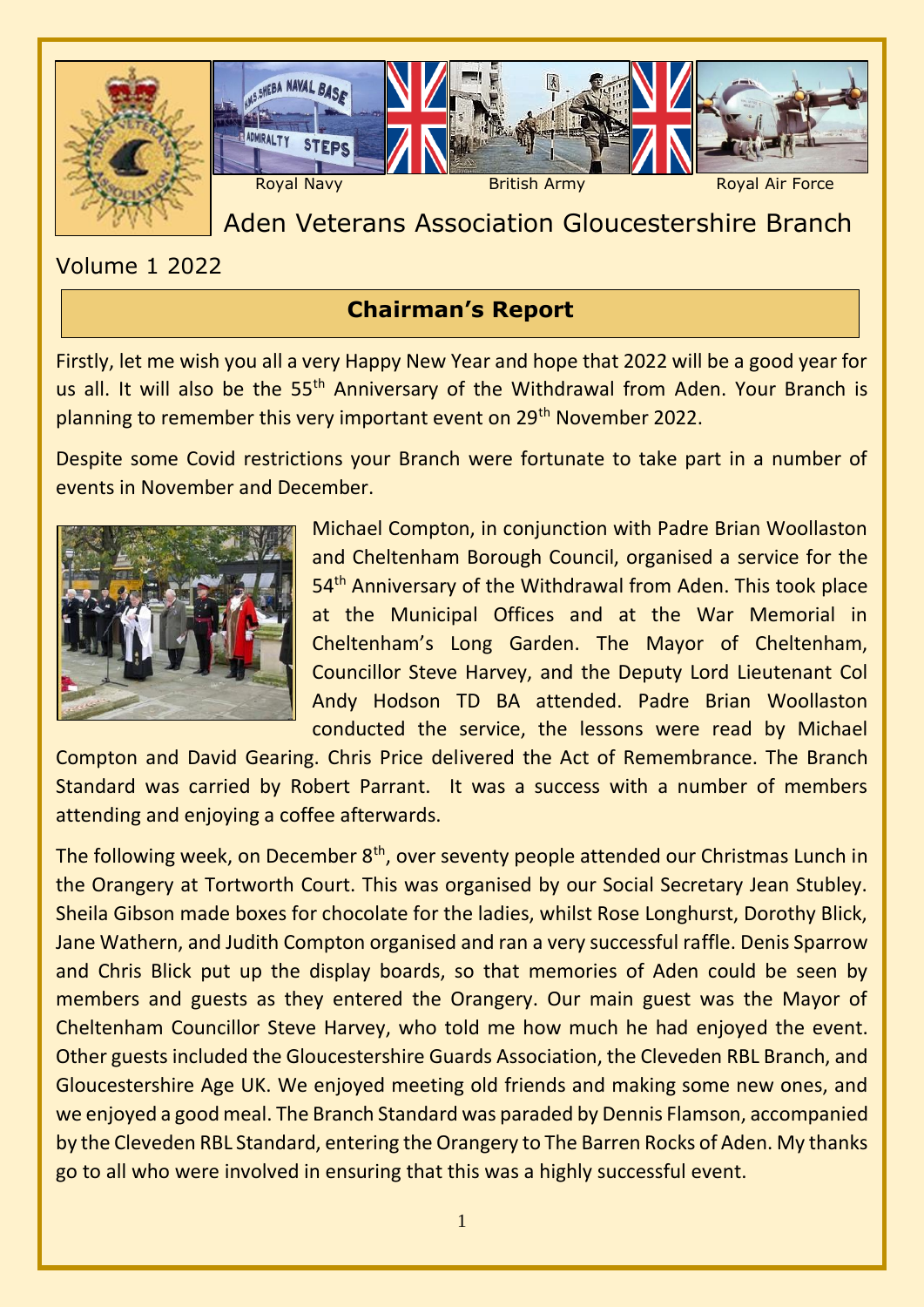Royal Navy

British Army

Royal Air Force

# Aden Veterans Association Gloucestershire Branch

Volume 1 2022

## Chairman's Report

Firstly, let me wish you all a very Happy New Year and hope that 2022 will be a good year for us all. It will also be the 55th Anniversary of the Withdrawal from Aden. Your Branch is planning to remember this very important event on 29th November 2022.

Despite some Covid restrictions your Branch were fortunate to take part in a number of events in November and December.

Michael Compton, in conjunction with Padre Brian Woollaston and Cheltenham Borough Council, organised a service for the 54th Anniversary of the Withdrawal from Aden. This took place at the Municipal Offices and at the War Memorial in Cheltenham's Long Garden. The Mayor of Cheltenham, Councillor Steve Harvey, and the Deputy Lord Lieutenant Col Andy Hodson TD BA attended. Padre Brian Woollaston conducted the service, the lessons were read by Michael Compton and David Gearing. Chris Price delivered the Act of Remembrance. The Branch Standard was carried by Robert Parrant. It was a success with a number of members attending and enjoying a coffee afterwards.

The following week, on December 8th, over seventy people attended our Christmas Lunch in the Orangery at Tortworth Court. This was organised by our Social Secretary Jean Stubley. Sheila Gibson made boxes for chocolate for the ladies, whilst Rose Longhurst, Dorothy Blick, Jane Wathern, and Judith Compton organised and ran a very successful raffle. Denis Sparrow and Chris Blick put up the display boards, so that memories of Aden could be seen by members and guests as they entered the Orangery. Our main guest was the Mayor of Cheltenham Councillor Steve Harvey, who told me how much he had enjoyed the event. Other guests included the Gloucestershire Guards Association, the Cleveden RBL Branch, and Gloucestershire Age UK. We enjoyed meeting old friends and making some new ones, and we enjoyed a good meal. The Branch Standard was paraded by Dennis Flamson, accompanied by the Cleveden RBL Standard, entering the Orangery to The Barren Rocks of Aden. My thanks go to all who were involved in ensuring that this was a highly successful event.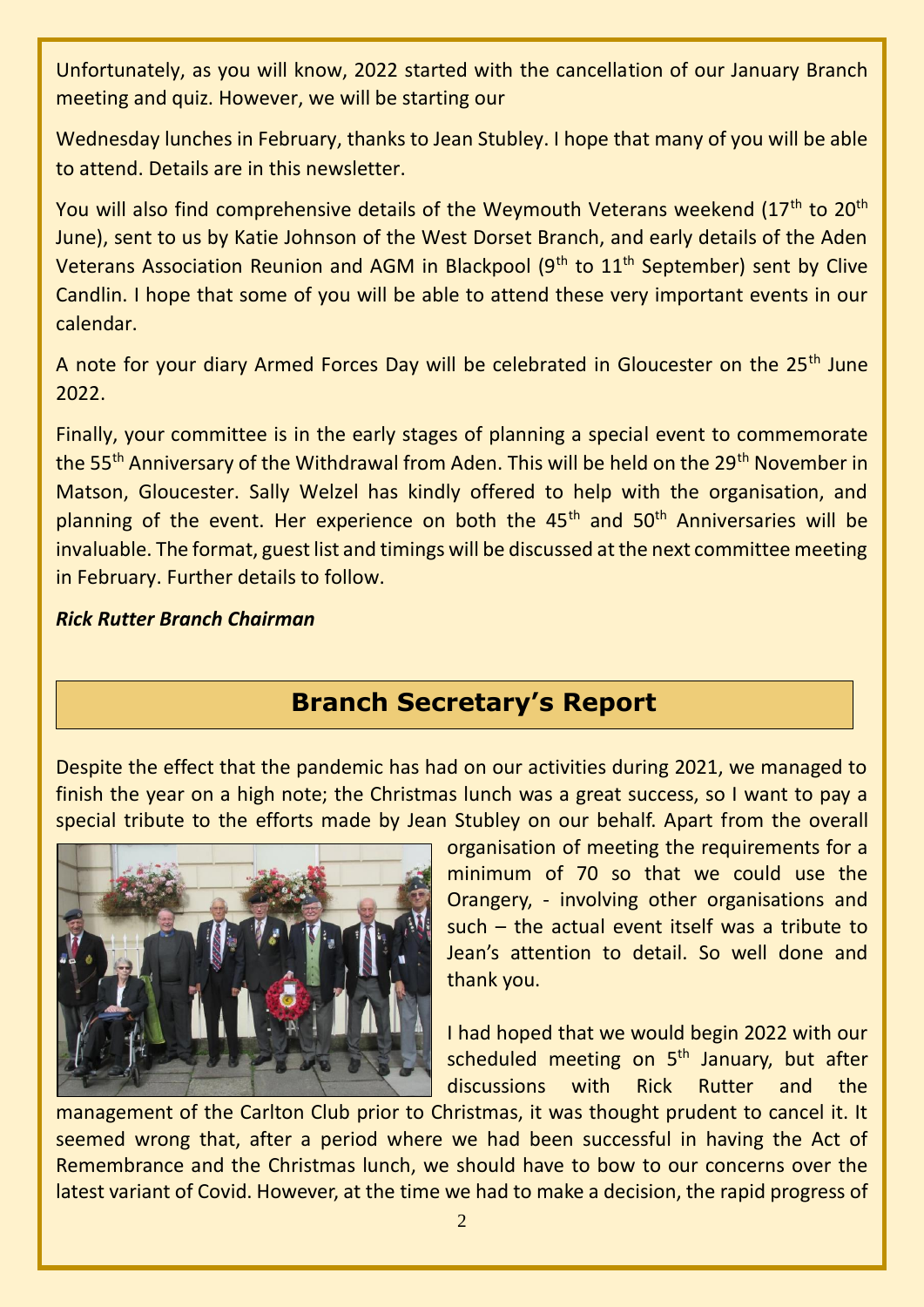Unfortunately, as you will know, 2022 started with the cancellation of our January Branch meeting and quiz. However, we will be starting our

Wednesday lunches in February, thanks to Jean Stubley. I hope that many of you will be able to attend. Details are in this newsletter.

You will also find comprehensive details of the Weymouth Veterans weekend (17th to 20th June), sent to us by Katie Johnson of the West Dorset Branch, and early details of the Aden Veterans Association Reunion and AGM in Blackpool (9th to 11th September) sent by Clive Candlin. I hope that some of you will be able to attend these very important events in our calendar.

A note for your diary Armed Forces Day will be celebrated in Gloucester on the 25th June 2022.

Finally, your committee is in the early stages of planning a special event to commemorate the 55th Anniversary of the Withdrawal from Aden. This will be held on the 29th November in Matson, Gloucester. Sally Welzel has kindly offered to help with the organisation, and planning of the event. Her experience on both the 45th and 50th Anniversaries will be invaluable. The format, guest list and timings will be discussed at the next committee meeting in February. Further details to follow.

***Rick Rutter Branch Chairman***

## Branch Secretary's Report

Despite the effect that the pandemic has had on our activities during 2021, we managed to finish the year on a high note; the Christmas lunch was a great success, so I want to pay a special tribute to the efforts made by Jean Stubley on our behalf. Apart from the overall organisation of meeting the requirements for a minimum of 70 so that we could use the Orangery, - involving other organisations and such – the actual event itself was a tribute to Jean's attention to detail. So well done and thank you.

I had hoped that we would begin 2022 with our scheduled meeting on 5th January, but after discussions with Rick Rutter and the management of the Carlton Club prior to Christmas, it was thought prudent to cancel it. It seemed wrong that, after a period where we had been successful in having the Act of Remembrance and the Christmas lunch, we should have to bow to our concerns over the latest variant of Covid. However, at the time we had to make a decision, the rapid progress of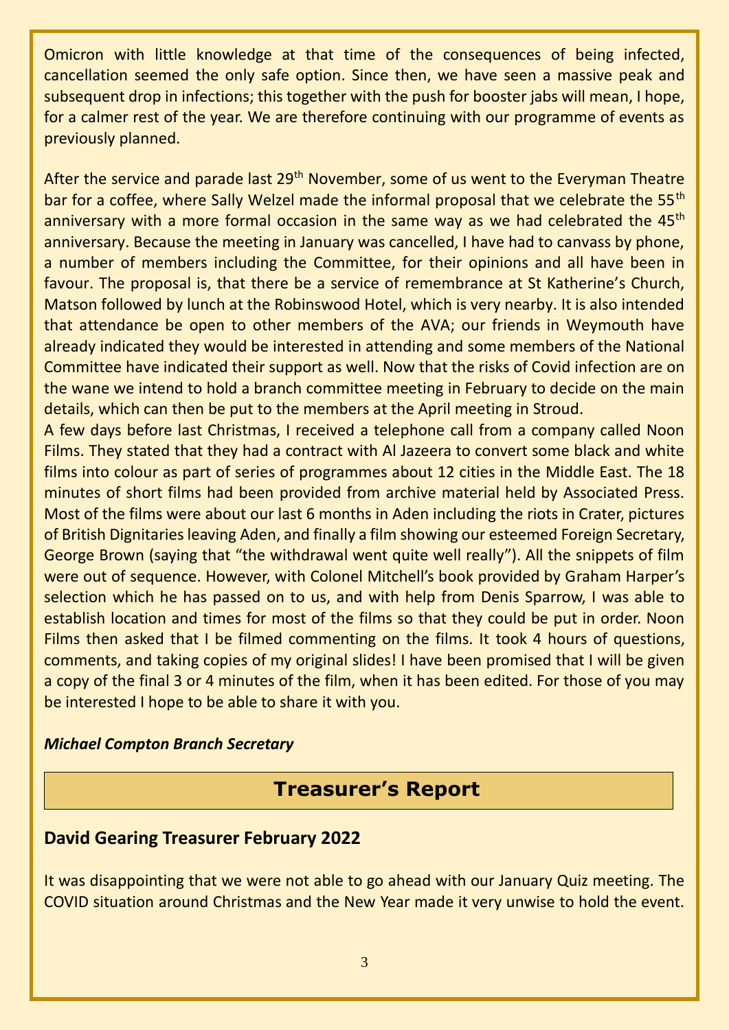Omicron with little knowledge at that time of the consequences of being infected, cancellation seemed the only safe option. Since then, we have seen a massive peak and subsequent drop in infections; this together with the push for booster jabs will mean, I hope, for a calmer rest of the year. We are therefore continuing with our programme of events as previously planned.

After the service and parade last 29th November, some of us went to the Everyman Theatre bar for a coffee, where Sally Welzel made the informal proposal that we celebrate the 55th anniversary with a more formal occasion in the same way as we had celebrated the 45th anniversary. Because the meeting in January was cancelled, I have had to canvass by phone, a number of members including the Committee, for their opinions and all have been in favour. The proposal is, that there be a service of remembrance at St Katherine's Church, Matson followed by lunch at the Robinswood Hotel, which is very nearby. It is also intended that attendance be open to other members of the AVA; our friends in Weymouth have already indicated they would be interested in attending and some members of the National Committee have indicated their support as well. Now that the risks of Covid infection are on the wane we intend to hold a branch committee meeting in February to decide on the main details, which can then be put to the members at the April meeting in Stroud.

A few days before last Christmas, I received a telephone call from a company called Noon Films. They stated that they had a contract with Al Jazeera to convert some black and white films into colour as part of series of programmes about 12 cities in the Middle East. The 18 minutes of short films had been provided from archive material held by Associated Press. Most of the films were about our last 6 months in Aden including the riots in Crater, pictures of British Dignitaries leaving Aden, and finally a film showing our esteemed Foreign Secretary, George Brown (saying that "the withdrawal went quite well really"). All the snippets of film were out of sequence. However, with Colonel Mitchell's book provided by Graham Harper's selection which he has passed on to us, and with help from Denis Sparrow, I was able to establish location and times for most of the films so that they could be put in order. Noon Films then asked that I be filmed commenting on the films. It took 4 hours of questions, comments, and taking copies of my original slides! I have been promised that I will be given a copy of the final 3 or 4 minutes of the film, when it has been edited. For those of you may be interested I hope to be able to share it with you.

***Michael Compton Branch Secretary***

## Treasurer's Report

### David Gearing Treasurer February 2022

It was disappointing that we were not able to go ahead with our January Quiz meeting. The COVID situation around Christmas and the New Year made it very unwise to hold the event.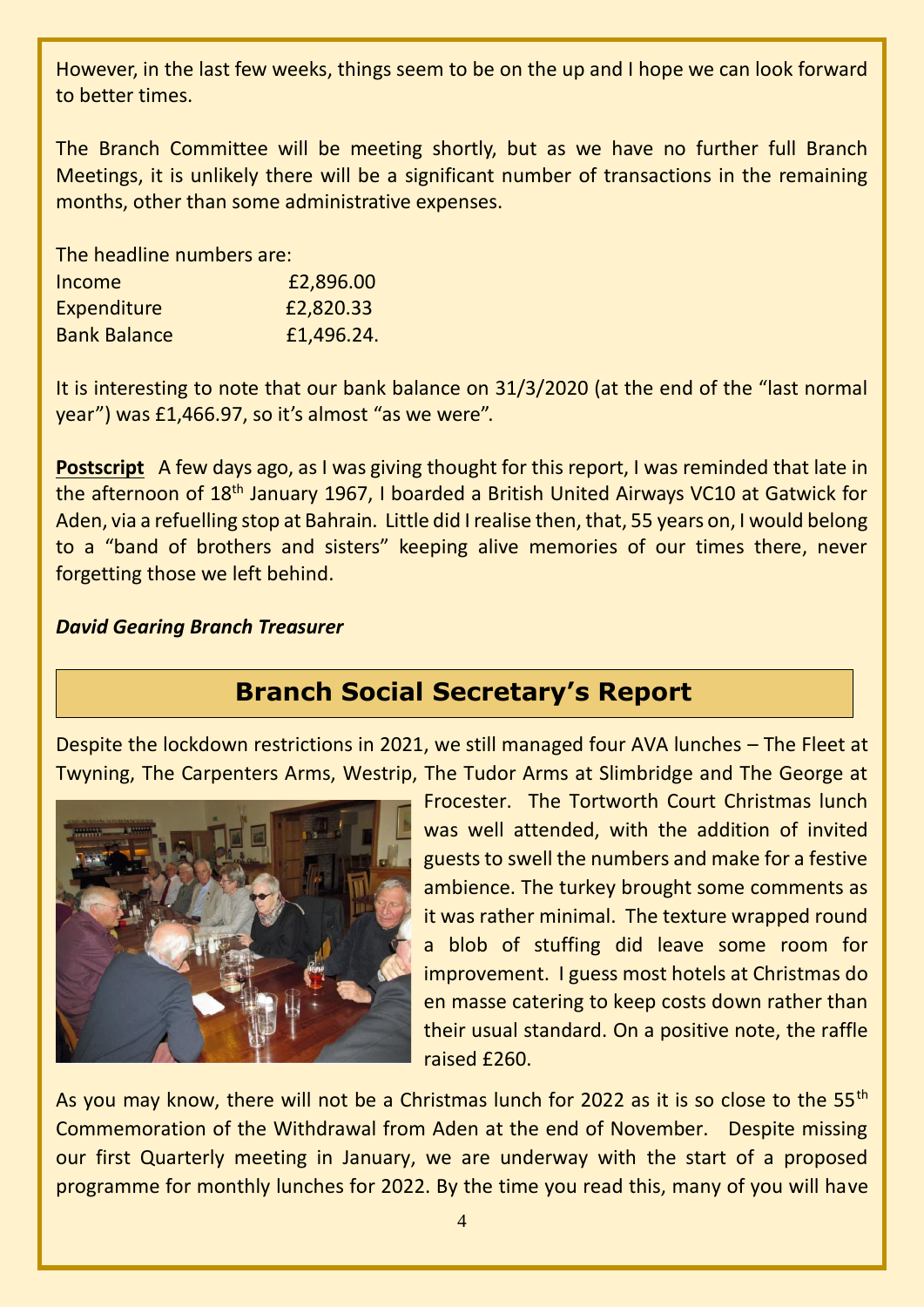However, in the last few weeks, things seem to be on the up and I hope we can look forward to better times.

The Branch Committee will be meeting shortly, but as we have no further full Branch Meetings, it is unlikely there will be a significant number of transactions in the remaining months, other than some administrative expenses.

The headline numbers are:

| | |
|---|---|
| Income | £2,896.00 |
| Expenditure | £2,820.33 |
| Bank Balance | £1,496.24. |

It is interesting to note that our bank balance on 31/3/2020 (at the end of the "last normal year") was £1,466.97, so it's almost "as we were".

**Postscript** A few days ago, as I was giving thought for this report, I was reminded that late in the afternoon of 18th January 1967, I boarded a British United Airways VC10 at Gatwick for Aden, via a refuelling stop at Bahrain. Little did I realise then, that, 55 years on, I would belong to a "band of brothers and sisters" keeping alive memories of our times there, never forgetting those we left behind.

***David Gearing Branch Treasurer***

## Branch Social Secretary's Report

Despite the lockdown restrictions in 2021, we still managed four AVA lunches – The Fleet at Twyning, The Carpenters Arms, Westrip, The Tudor Arms at Slimbridge and The George at Frocester. The Tortworth Court Christmas lunch was well attended, with the addition of invited guests to swell the numbers and make for a festive ambience. The turkey brought some comments as it was rather minimal. The texture wrapped round a blob of stuffing did leave some room for improvement. I guess most hotels at Christmas do en masse catering to keep costs down rather than their usual standard. On a positive note, the raffle raised £260.

As you may know, there will not be a Christmas lunch for 2022 as it is so close to the 55th Commemoration of the Withdrawal from Aden at the end of November. Despite missing our first Quarterly meeting in January, we are underway with the start of a proposed programme for monthly lunches for 2022. By the time you read this, many of you will have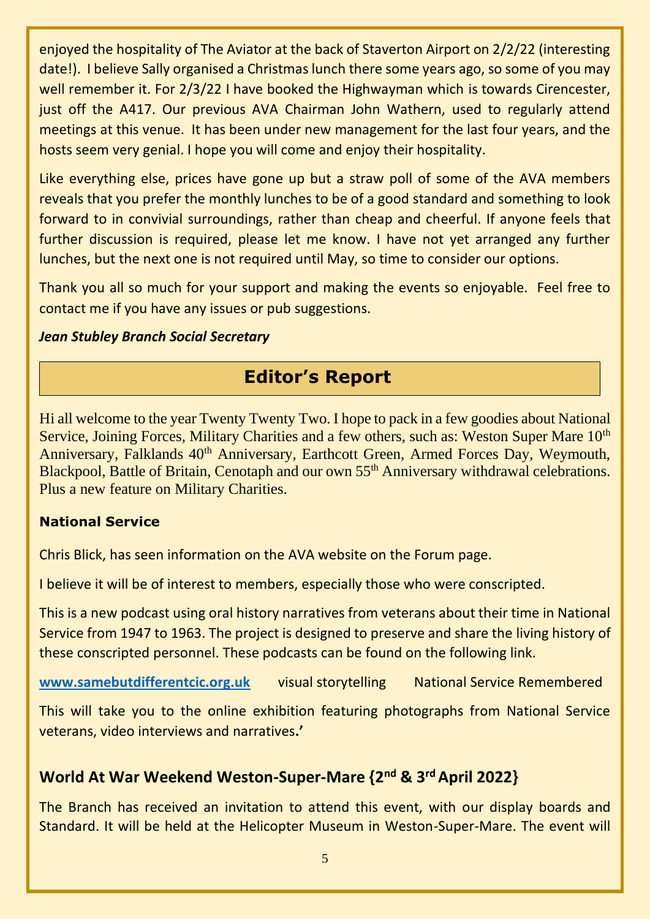enjoyed the hospitality of The Aviator at the back of Staverton Airport on 2/2/22 (interesting date!). I believe Sally organised a Christmas lunch there some years ago, so some of you may well remember it. For 2/3/22 I have booked the Highwayman which is towards Cirencester, just off the A417. Our previous AVA Chairman John Wathern, used to regularly attend meetings at this venue. It has been under new management for the last four years, and the hosts seem very genial. I hope you will come and enjoy their hospitality.

Like everything else, prices have gone up but a straw poll of some of the AVA members reveals that you prefer the monthly lunches to be of a good standard and something to look forward to in convivial surroundings, rather than cheap and cheerful. If anyone feels that further discussion is required, please let me know. I have not yet arranged any further lunches, but the next one is not required until May, so time to consider our options.

Thank you all so much for your support and making the events so enjoyable. Feel free to contact me if you have any issues or pub suggestions.

***Jean Stubley Branch Social Secretary***

## Editor's Report

Hi all welcome to the year Twenty Twenty Two. I hope to pack in a few goodies about National Service, Joining Forces, Military Charities and a few others, such as: Weston Super Mare 10th Anniversary, Falklands 40th Anniversary, Earthcott Green, Armed Forces Day, Weymouth, Blackpool, Battle of Britain, Cenotaph and our own 55th Anniversary withdrawal celebrations. Plus a new feature on Military Charities.

### National Service

Chris Blick, has seen information on the AVA website on the Forum page.

I believe it will be of interest to members, especially those who were conscripted.

This is a new podcast using oral history narratives from veterans about their time in National Service from 1947 to 1963. The project is designed to preserve and share the living history of these conscripted personnel. These podcasts can be found on the following link.

[www.samebutdifferentcic.org.uk](http://www.samebutdifferentcic.org.uk) visual storytelling National Service Remembered

This will take you to the online exhibition featuring photographs from National Service veterans, video interviews and narratives.'

### World At War Weekend Weston-Super-Mare {2nd & 3rd April 2022}

The Branch has received an invitation to attend this event, with our display boards and Standard. It will be held at the Helicopter Museum in Weston-Super-Mare. The event will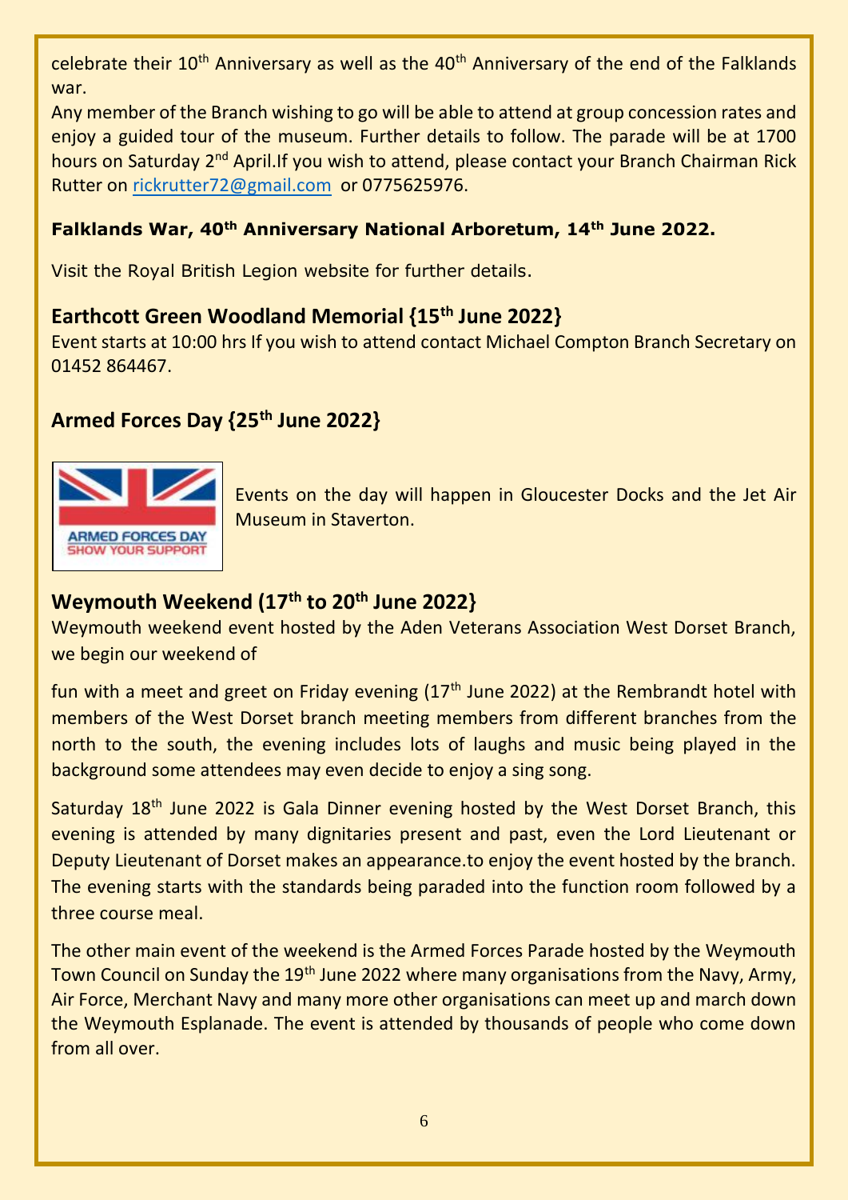celebrate their 10th Anniversary as well as the 40th Anniversary of the end of the Falklands war.

Any member of the Branch wishing to go will be able to attend at group concession rates and enjoy a guided tour of the museum. Further details to follow. The parade will be at 1700 hours on Saturday 2nd April.If you wish to attend, please contact your Branch Chairman Rick Rutter on rickrutter72@gmail.com or 0775625976.

**Falklands War, 40th Anniversary National Arboretum, 14th June 2022.**

Visit the Royal British Legion website for further details.

## Earthcott Green Woodland Memorial {15th June 2022}

Event starts at 10:00 hrs If you wish to attend contact Michael Compton Branch Secretary on 01452 864467.

## Armed Forces Day {25th June 2022}

ARMED FORCES DAY
SHOW YOUR SUPPORT

Events on the day will happen in Gloucester Docks and the Jet Air Museum in Staverton.

## Weymouth Weekend (17th to 20th June 2022}

Weymouth weekend event hosted by the Aden Veterans Association West Dorset Branch, we begin our weekend of

fun with a meet and greet on Friday evening (17th June 2022) at the Rembrandt hotel with members of the West Dorset branch meeting members from different branches from the north to the south, the evening includes lots of laughs and music being played in the background some attendees may even decide to enjoy a sing song.

Saturday 18th June 2022 is Gala Dinner evening hosted by the West Dorset Branch, this evening is attended by many dignitaries present and past, even the Lord Lieutenant or Deputy Lieutenant of Dorset makes an appearance.to enjoy the event hosted by the branch. The evening starts with the standards being paraded into the function room followed by a three course meal.

The other main event of the weekend is the Armed Forces Parade hosted by the Weymouth Town Council on Sunday the 19th June 2022 where many organisations from the Navy, Army, Air Force, Merchant Navy and many more other organisations can meet up and march down the Weymouth Esplanade. The event is attended by thousands of people who come down from all over.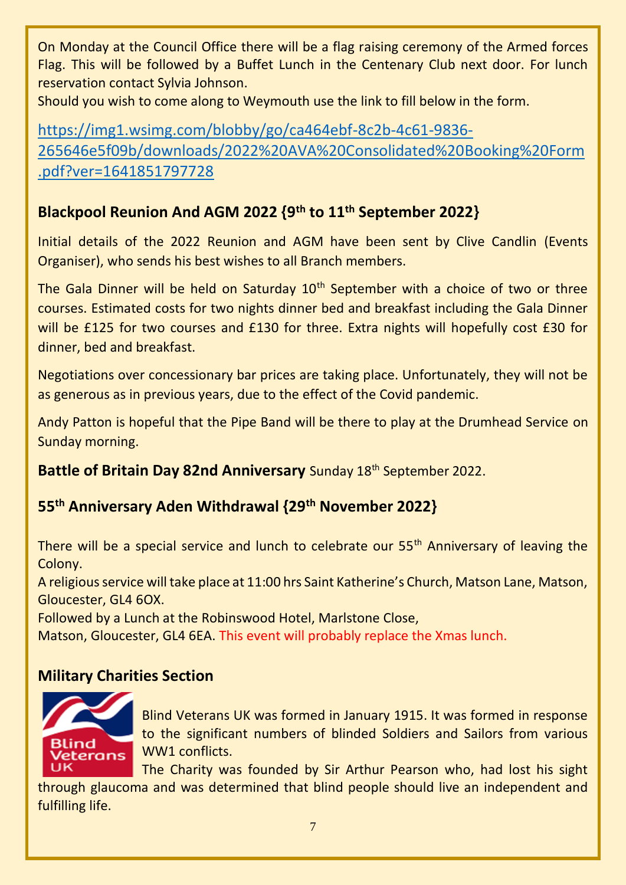On Monday at the Council Office there will be a flag raising ceremony of the Armed forces Flag. This will be followed by a Buffet Lunch in the Centenary Club next door. For lunch reservation contact Sylvia Johnson.

Should you wish to come along to Weymouth use the link to fill below in the form.

https://img1.wsimg.com/blobby/go/ca464ebf-8c2b-4c61-9836-265646e5f09b/downloads/2022%20AVA%20Consolidated%20Booking%20Form.pdf?ver=1641851797728

## Blackpool Reunion And AGM 2022 {9th to 11th September 2022}

Initial details of the 2022 Reunion and AGM have been sent by Clive Candlin (Events Organiser), who sends his best wishes to all Branch members.

The Gala Dinner will be held on Saturday 10th September with a choice of two or three courses. Estimated costs for two nights dinner bed and breakfast including the Gala Dinner will be £125 for two courses and £130 for three. Extra nights will hopefully cost £30 for dinner, bed and breakfast.

Negotiations over concessionary bar prices are taking place. Unfortunately, they will not be as generous as in previous years, due to the effect of the Covid pandemic.

Andy Patton is hopeful that the Pipe Band will be there to play at the Drumhead Service on Sunday morning.

**Battle of Britain Day 82nd Anniversary** Sunday 18th September 2022.

## 55th Anniversary Aden Withdrawal {29th November 2022}

There will be a special service and lunch to celebrate our 55th Anniversary of leaving the Colony.

A religious service will take place at 11:00 hrs Saint Katherine's Church, Matson Lane, Matson, Gloucester, GL4 6OX.

Followed by a Lunch at the Robinswood Hotel, Marlstone Close,
Matson, Gloucester, GL4 6EA. This event will probably replace the Xmas lunch.

## Military Charities Section

Blind Veterans UK was formed in January 1915. It was formed in response to the significant numbers of blinded Soldiers and Sailors from various WW1 conflicts.

The Charity was founded by Sir Arthur Pearson who, had lost his sight through glaucoma and was determined that blind people should live an independent and fulfilling life.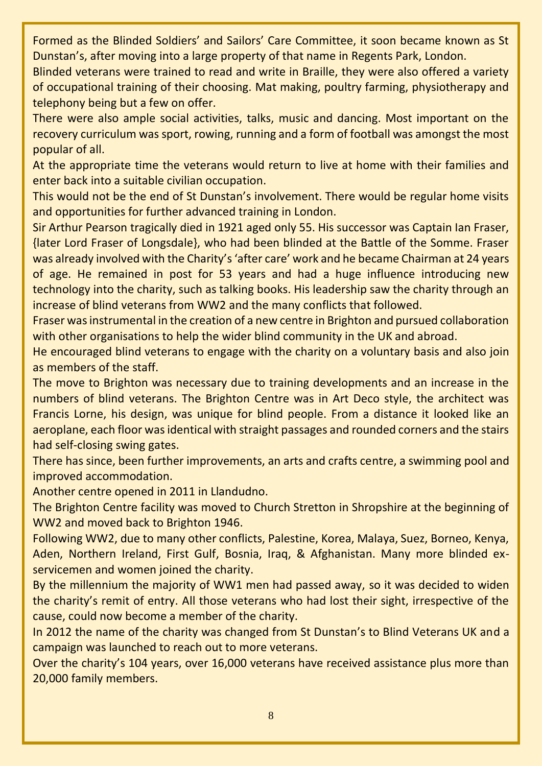Formed as the Blinded Soldiers' and Sailors' Care Committee, it soon became known as St Dunstan's, after moving into a large property of that name in Regents Park, London.

Blinded veterans were trained to read and write in Braille, they were also offered a variety of occupational training of their choosing. Mat making, poultry farming, physiotherapy and telephony being but a few on offer.

There were also ample social activities, talks, music and dancing. Most important on the recovery curriculum was sport, rowing, running and a form of football was amongst the most popular of all.

At the appropriate time the veterans would return to live at home with their families and enter back into a suitable civilian occupation.

This would not be the end of St Dunstan's involvement. There would be regular home visits and opportunities for further advanced training in London.

Sir Arthur Pearson tragically died in 1921 aged only 55. His successor was Captain Ian Fraser, {later Lord Fraser of Longsdale}, who had been blinded at the Battle of the Somme. Fraser was already involved with the Charity's 'after care' work and he became Chairman at 24 years of age. He remained in post for 53 years and had a huge influence introducing new technology into the charity, such as talking books. His leadership saw the charity through an increase of blind veterans from WW2 and the many conflicts that followed.

Fraser was instrumental in the creation of a new centre in Brighton and pursued collaboration with other organisations to help the wider blind community in the UK and abroad.

He encouraged blind veterans to engage with the charity on a voluntary basis and also join as members of the staff.

The move to Brighton was necessary due to training developments and an increase in the numbers of blind veterans. The Brighton Centre was in Art Deco style, the architect was Francis Lorne, his design, was unique for blind people. From a distance it looked like an aeroplane, each floor was identical with straight passages and rounded corners and the stairs had self-closing swing gates.

There has since, been further improvements, an arts and crafts centre, a swimming pool and improved accommodation.

Another centre opened in 2011 in Llandudno.

The Brighton Centre facility was moved to Church Stretton in Shropshire at the beginning of WW2 and moved back to Brighton 1946.

Following WW2, due to many other conflicts, Palestine, Korea, Malaya, Suez, Borneo, Kenya, Aden, Northern Ireland, First Gulf, Bosnia, Iraq, & Afghanistan. Many more blinded ex-servicemen and women joined the charity.

By the millennium the majority of WW1 men had passed away, so it was decided to widen the charity's remit of entry. All those veterans who had lost their sight, irrespective of the cause, could now become a member of the charity.

In 2012 the name of the charity was changed from St Dunstan's to Blind Veterans UK and a campaign was launched to reach out to more veterans.

Over the charity's 104 years, over 16,000 veterans have received assistance plus more than 20,000 family members.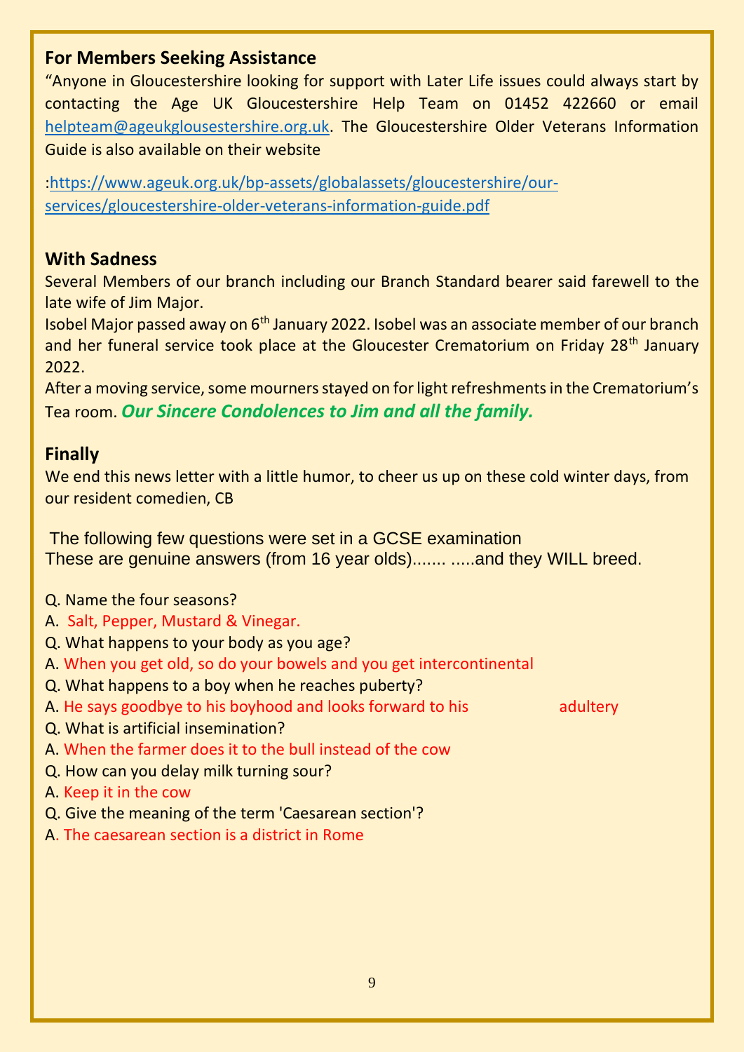### For Members Seeking Assistance

"Anyone in Gloucestershire looking for support with Later Life issues could always start by contacting the Age UK Gloucestershire Help Team on 01452 422660 or email helpteam@ageukglousestershire.org.uk. The Gloucestershire Older Veterans Information Guide is also available on their website

:https://www.ageuk.org.uk/bp-assets/globalassets/gloucestershire/our-services/gloucestershire-older-veterans-information-guide.pdf

### With Sadness

Several Members of our branch including our Branch Standard bearer said farewell to the late wife of Jim Major.

Isobel Major passed away on 6th January 2022. Isobel was an associate member of our branch and her funeral service took place at the Gloucester Crematorium on Friday 28th January 2022.

After a moving service, some mourners stayed on for light refreshments in the Crematorium's Tea room. ***Our Sincere Condolences to Jim and all the family.***

### Finally

We end this news letter with a little humor, to cheer us up on these cold winter days, from our resident comedien, CB

The following few questions were set in a GCSE examination
These are genuine answers (from 16 year olds)....... .....and they WILL breed.

Q. Name the four seasons?
A. Salt, Pepper, Mustard & Vinegar.
Q. What happens to your body as you age?
A. When you get old, so do your bowels and you get intercontinental
Q. What happens to a boy when he reaches puberty?
A. He says goodbye to his boyhood and looks forward to his adultery
Q. What is artificial insemination?
A. When the farmer does it to the bull instead of the cow
Q. How can you delay milk turning sour?
A. Keep it in the cow
Q. Give the meaning of the term 'Caesarean section'?
A. The caesarean section is a district in Rome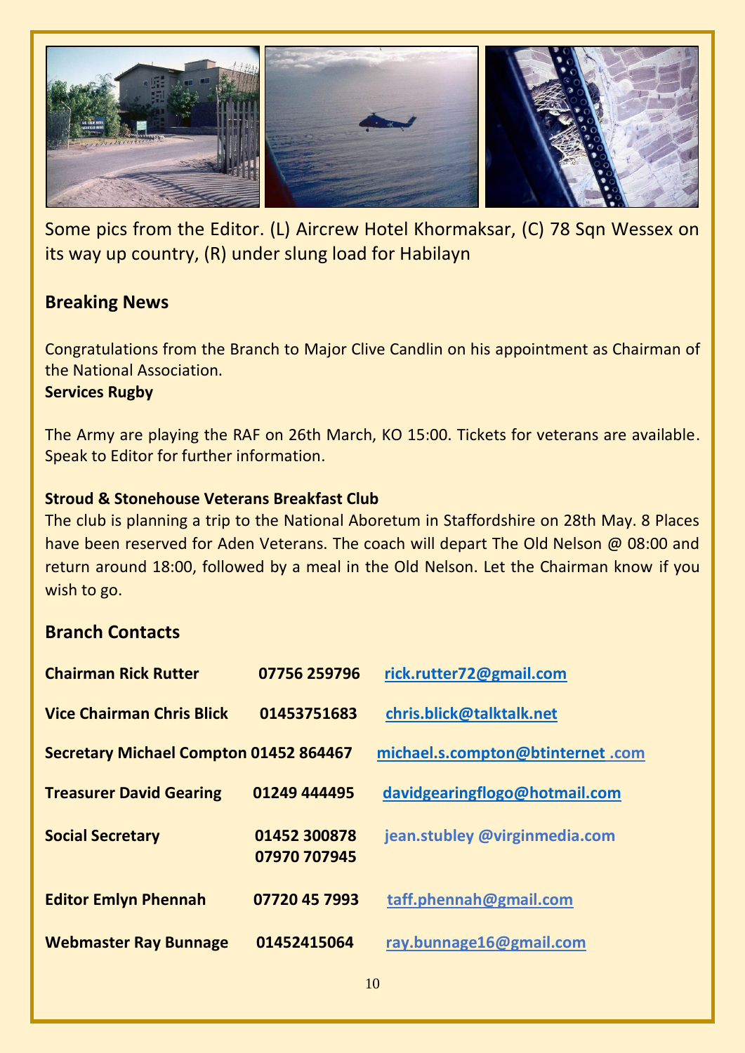Some pics from the Editor. (L) Aircrew Hotel Khormaksar, (C) 78 Sqn Wessex on its way up country, (R) under slung load for Habilayn

## Breaking News

Congratulations from the Branch to Major Clive Candlin on his appointment as Chairman of the National Association.

**Services Rugby**

The Army are playing the RAF on 26th March, KO 15:00. Tickets for veterans are available. Speak to Editor for further information.

**Stroud & Stonehouse Veterans Breakfast Club**

The club is planning a trip to the National Aboretum in Staffordshire on 28th May. 8 Places have been reserved for Aden Veterans. The coach will depart The Old Nelson @ 08:00 and return around 18:00, followed by a meal in the Old Nelson. Let the Chairman know if you wish to go.

## Branch Contacts

| | | |
|---|---|---|
| **Chairman Rick Rutter** | **07756 259796** | **rick.rutter72@gmail.com** |
| **Vice Chairman Chris Blick** | **01453751683** | **chris.blick@talktalk.net** |
| **Secretary Michael Compton** | **01452 864467** | **michael.s.compton@btinternet .com** |
| **Treasurer David Gearing** | **01249 444495** | **davidgearingflogo@hotmail.com** |
| **Social Secretary** | **01452 300878<br>07970 707945** | **jean.stubley @virginmedia.com** |
| **Editor Emlyn Phennah** | **07720 45 7993** | **taff.phennah@gmail.com** |
| **Webmaster Ray Bunnage** | **01452415064** | **ray.bunnage16@gmail.com** |